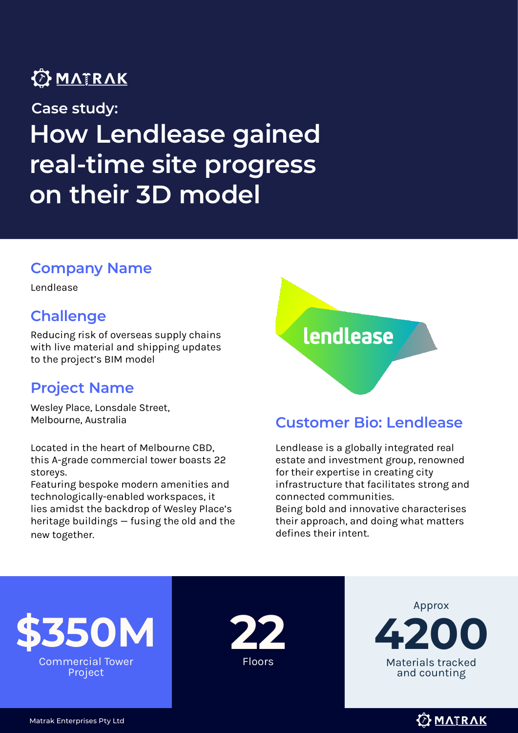MATRAK

## Case study:

# How Lendlease gained real-time site progress on their 3D model

## Company Name

Lendlease

## Challenge

Reducing risk of overseas supply chains with live material and shipping updates to the project's BIM model

## Project Name

Wesley Place, Lonsdale Street, Melbourne, Australia

Located in the heart of Melbourne CBD, this A-grade commercial tower boasts 22 storeys.
Featuring bespoke modern amenities and technologically-enabled workspaces, it lies amidst the backdrop of Wesley Place's heritage buildings — fusing the old and the new together.

## Customer Bio: Lendlease

Lendlease is a globally integrated real estate and investment group, renowned for their expertise in creating city infrastructure that facilitates strong and connected communities.
Being bold and innovative characterises their approach, and doing what matters defines their intent.

**$350M**
Commercial Tower Project

**22**
Floors

Approx
**4200**
Materials tracked and counting

Matrak Enterprises Pty Ltd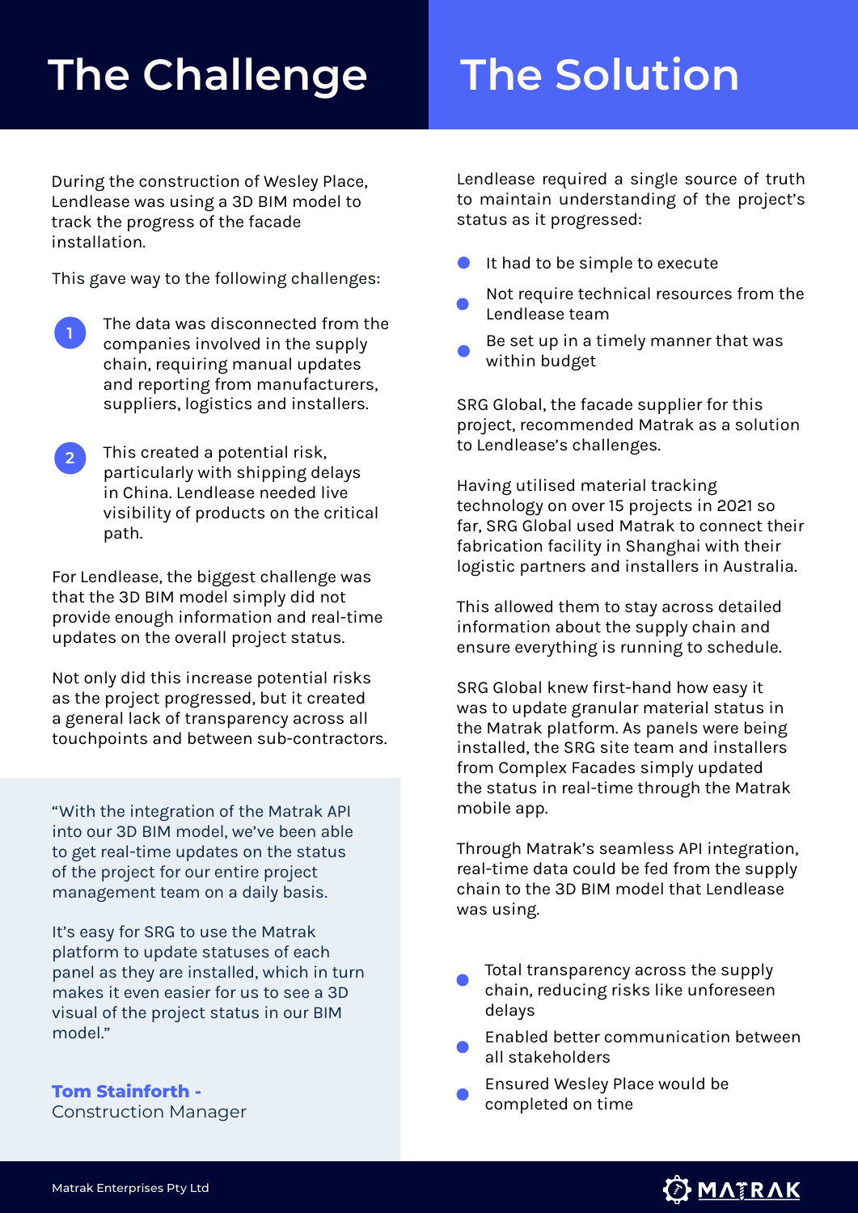# The Challenge

During the construction of Wesley Place, Lendlease was using a 3D BIM model to track the progress of the facade installation.

This gave way to the following challenges:

1. The data was disconnected from the companies involved in the supply chain, requiring manual updates and reporting from manufacturers, suppliers, logistics and installers.

2. This created a potential risk, particularly with shipping delays in China. Lendlease needed live visibility of products on the critical path.

For Lendlease, the biggest challenge was that the 3D BIM model simply did not provide enough information and real-time updates on the overall project status.

Not only did this increase potential risks as the project progressed, but it created a general lack of transparency across all touchpoints and between sub-contractors.

"With the integration of the Matrak API into our 3D BIM model, we've been able to get real-time updates on the status of the project for our entire project management team on a daily basis.

It's easy for SRG to use the Matrak platform to update statuses of each panel as they are installed, which in turn makes it even easier for us to see a 3D visual of the project status in our BIM model."

**Tom Stainforth -**
Construction Manager

# The Solution

Lendlease required a single source of truth to maintain understanding of the project's status as it progressed:

- It had to be simple to execute
- Not require technical resources from the Lendlease team
- Be set up in a timely manner that was within budget

SRG Global, the facade supplier for this project, recommended Matrak as a solution to Lendlease's challenges.

Having utilised material tracking technology on over 15 projects in 2021 so far, SRG Global used Matrak to connect their fabrication facility in Shanghai with their logistic partners and installers in Australia.

This allowed them to stay across detailed information about the supply chain and ensure everything is running to schedule.

SRG Global knew first-hand how easy it was to update granular material status in the Matrak platform. As panels were being installed, the SRG site team and installers from Complex Facades simply updated the status in real-time through the Matrak mobile app.

Through Matrak's seamless API integration, real-time data could be fed from the supply chain to the 3D BIM model that Lendlease was using.

- Total transparency across the supply chain, reducing risks like unforeseen delays
- Enabled better communication between all stakeholders
- Ensured Wesley Place would be completed on time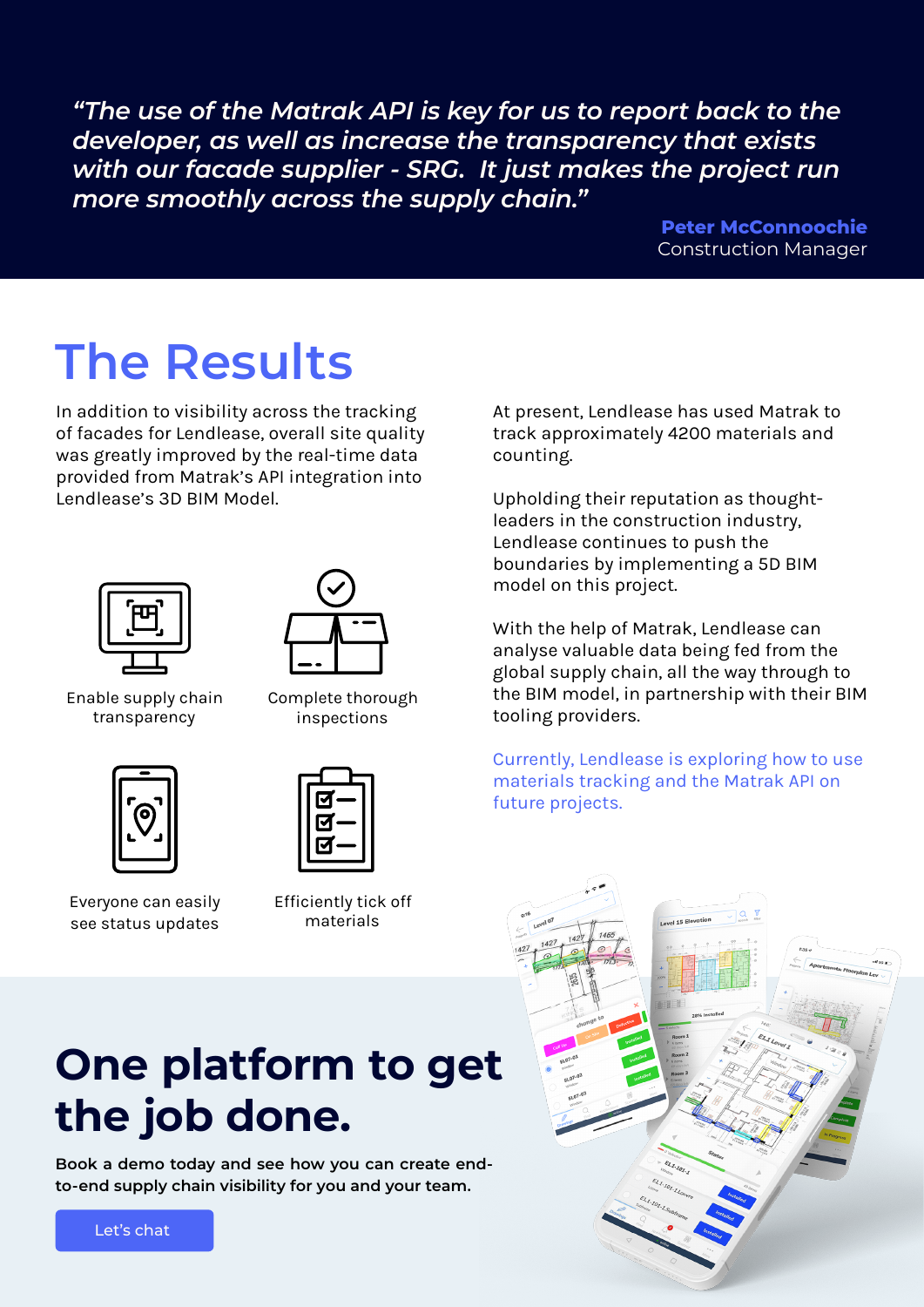*"The use of the Matrak API is key for us to report back to the developer, as well as increase the transparency that exists with our facade supplier - SRG. It just makes the project run more smoothly across the supply chain."*

**Peter McConnoochie**
Construction Manager

# The Results

In addition to visibility across the tracking of facades for Lendlease, overall site quality was greatly improved by the real-time data provided from Matrak's API integration into Lendlease's 3D BIM Model.

Enable supply chain transparency

Complete thorough inspections

Everyone can easily see status updates

Efficiently tick off materials

At present, Lendlease has used Matrak to track approximately 4200 materials and counting.

Upholding their reputation as thought-leaders in the construction industry, Lendlease continues to push the boundaries by implementing a 5D BIM model on this project.

With the help of Matrak, Lendlease can analyse valuable data being fed from the global supply chain, all the way through to the BIM model, in partnership with their BIM tooling providers.

Currently, Lendlease is exploring how to use materials tracking and the Matrak API on future projects.

# One platform to get the job done.

**Book a demo today and see how you can create end-to-end supply chain visibility for you and your team.**

Let's chat